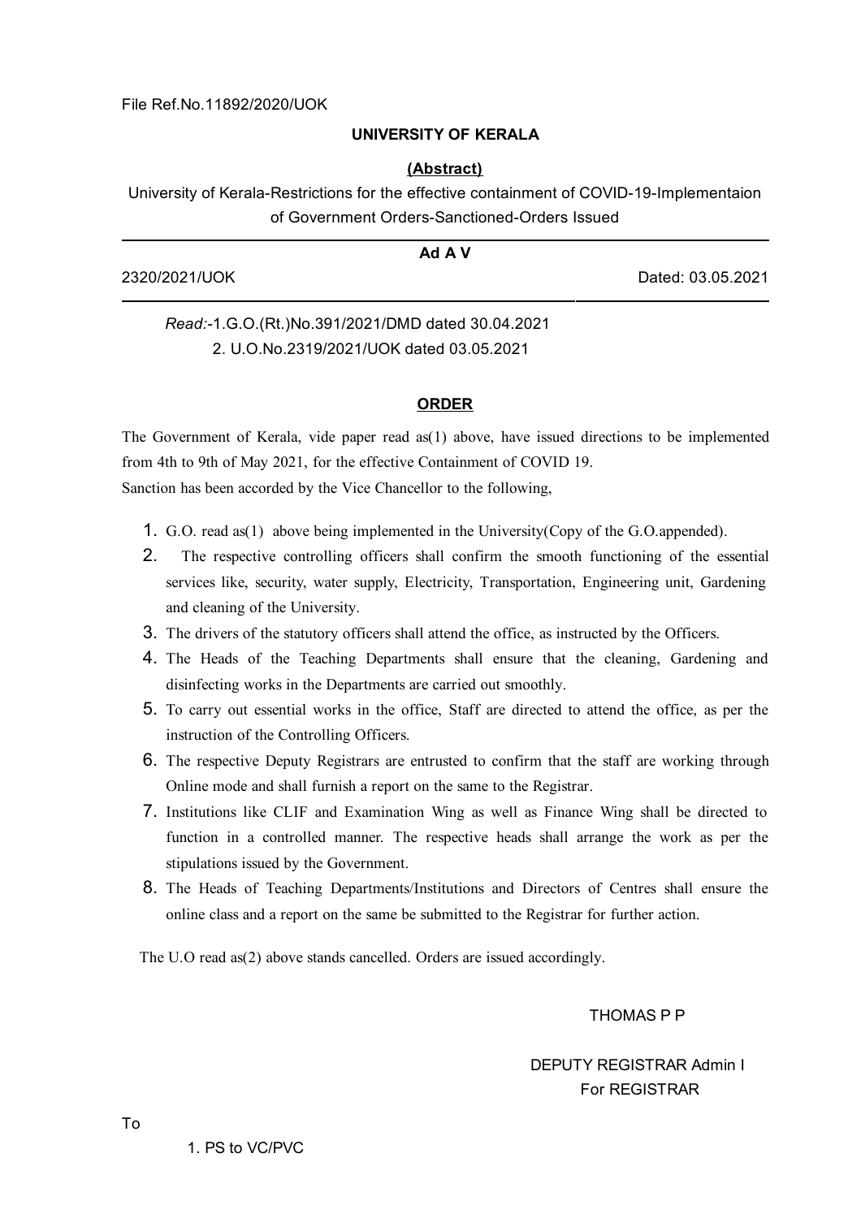File Ref.No.11892/2020/UOK

**UNIVERSITY OF KERALA**

**(Abstract)**

University of Kerala-Restrictions for the effective containment of COVID-19-Implementaion of Government Orders-Sanctioned-Orders Issued

**Ad A V**

2320/2021/UOK Dated: 03.05.2021

*Read:*-1.G.O.(Rt.)No.391/2021/DMD dated 30.04.2021
2. U.O.No.2319/2021/UOK dated 03.05.2021

**ORDER**

The Government of Kerala, vide paper read as(1) above, have issued directions to be implemented from 4th to 9th of May 2021, for the effective Containment of COVID 19.
Sanction has been accorded by the Vice Chancellor to the following,

1. G.O. read as(1) above being implemented in the University(Copy of the G.O.appended).
2. The respective controlling officers shall confirm the smooth functioning of the essential services like, security, water supply, Electricity, Transportation, Engineering unit, Gardening and cleaning of the University.
3. The drivers of the statutory officers shall attend the office, as instructed by the Officers.
4. The Heads of the Teaching Departments shall ensure that the cleaning, Gardening and disinfecting works in the Departments are carried out smoothly.
5. To carry out essential works in the office, Staff are directed to attend the office, as per the instruction of the Controlling Officers.
6. The respective Deputy Registrars are entrusted to confirm that the staff are working through Online mode and shall furnish a report on the same to the Registrar.
7. Institutions like CLIF and Examination Wing as well as Finance Wing shall be directed to function in a controlled manner. The respective heads shall arrange the work as per the stipulations issued by the Government.
8. The Heads of Teaching Departments/Institutions and Directors of Centres shall ensure the online class and a report on the same be submitted to the Registrar for further action.

The U.O read as(2) above stands cancelled. Orders are issued accordingly.

THOMAS P P

DEPUTY REGISTRAR Admin I
For REGISTRAR

To

1. PS to VC/PVC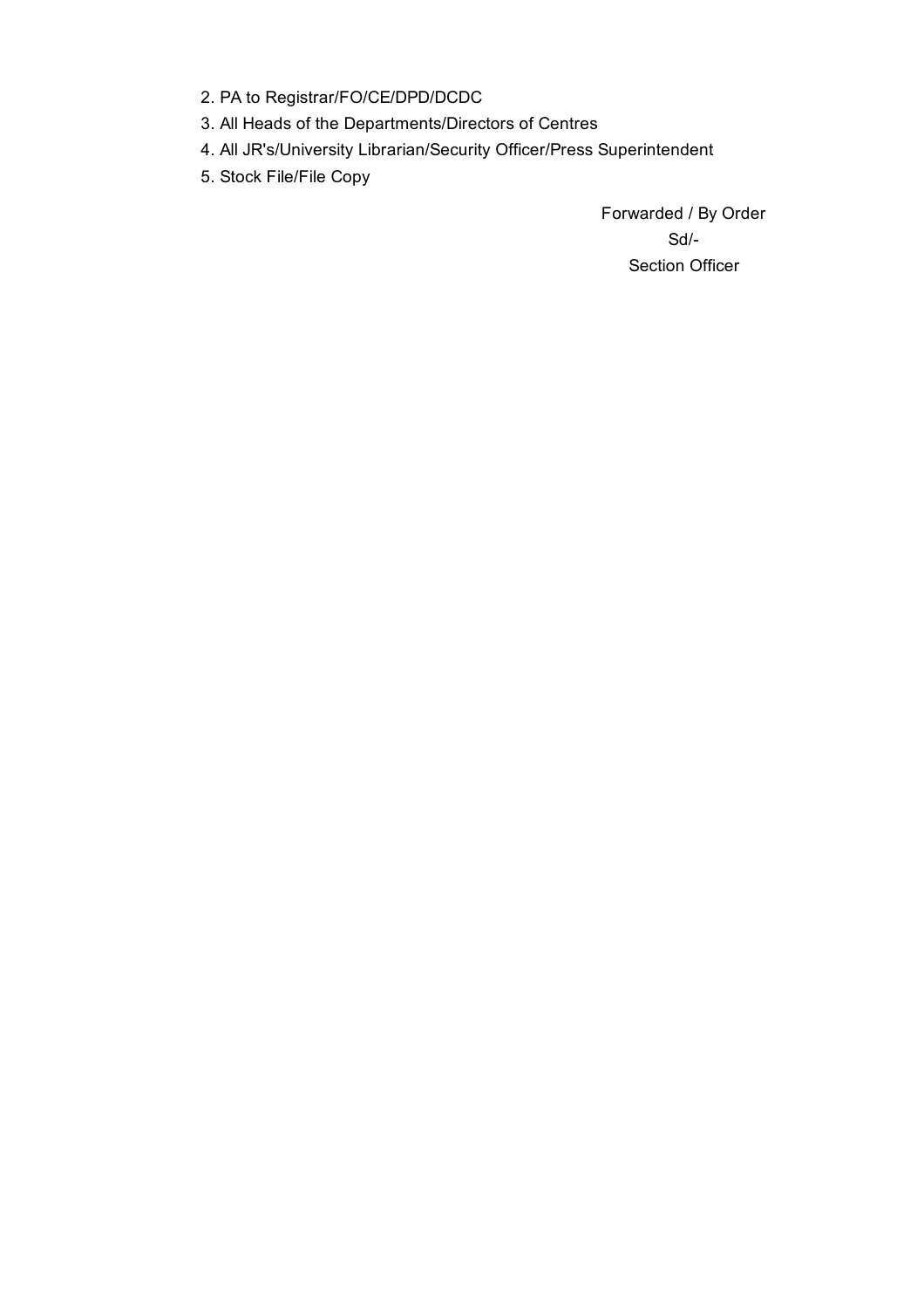2. PA to Registrar/FO/CE/DPD/DCDC
3. All Heads of the Departments/Directors of Centres
4. All JR's/University Librarian/Security Officer/Press Superintendent
5. Stock File/File Copy

Forwarded / By Order

Sd/-

Section Officer